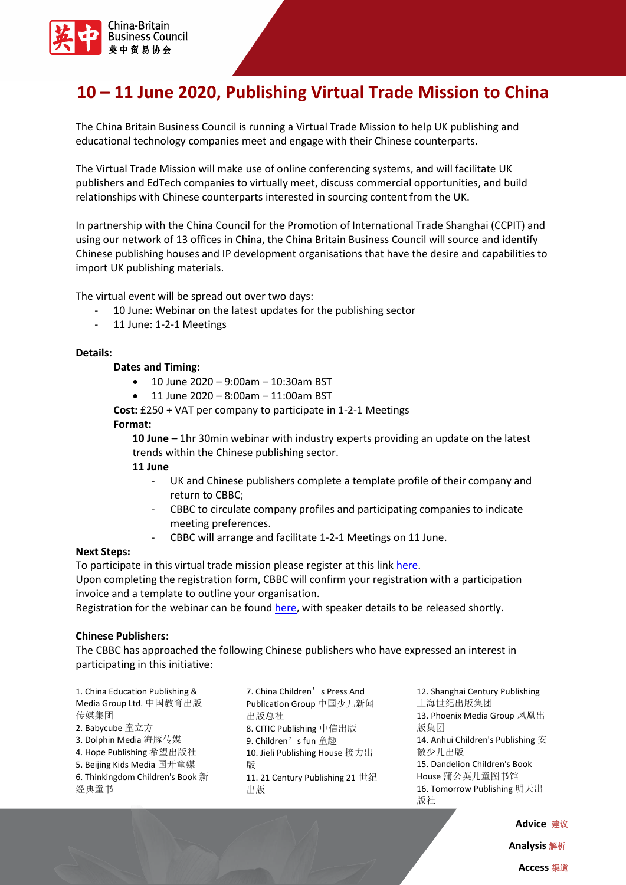# 10 – 11 June 2020, Publishing Virtual Trade Mission to China

The China Britain Business Council is running a Virtual Trade Mission to help UK publishing and educational technology companies meet and engage with their Chinese counterparts.

The Virtual Trade Mission will make use of online conferencing systems, and will facilitate UK publishers and EdTech companies to virtually meet, discuss commercial opportunities, and build relationships with Chinese counterparts interested in sourcing content from the UK.

In partnership with the China Council for the Promotion of International Trade Shanghai (CCPIT) and using our network of 13 offices in China, the China Britain Business Council will source and identify Chinese publishing houses and IP development organisations that have the desire and capabilities to import UK publishing materials.

The virtual event will be spread out over two days:

- 10 June: Webinar on the latest updates for the publishing sector
- 11 June: 1-2-1 Meetings

**Details:**

**Dates and Timing:**

- 10 June 2020 – 9:00am – 10:30am BST
- 11 June 2020 – 8:00am – 11:00am BST

**Cost:** £250 + VAT per company to participate in 1-2-1 Meetings

**Format:**

**10 June** – 1hr 30min webinar with industry experts providing an update on the latest trends within the Chinese publishing sector.

**11 June**

- UK and Chinese publishers complete a template profile of their company and return to CBBC;
- CBBC to circulate company profiles and participating companies to indicate meeting preferences.
- CBBC will arrange and facilitate 1-2-1 Meetings on 11 June.

**Next Steps:**

To participate in this virtual trade mission please register at this link here.
Upon completing the registration form, CBBC will confirm your registration with a participation invoice and a template to outline your organisation.
Registration for the webinar can be found here, with speaker details to be released shortly.

**Chinese Publishers:**

The CBBC has approached the following Chinese publishers who have expressed an interest in participating in this initiative:

1. China Education Publishing & Media Group Ltd. 中国教育出版传媒集团
2. Babycube 童立方
3. Dolphin Media 海豚传媒
4. Hope Publishing 希望出版社
5. Beijing Kids Media 国开童媒
6. Thinkingdom Children's Book 新经典童书
7. China Children's Press And Publication Group 中国少儿新闻出版总社
8. CITIC Publishing 中信出版
9. Children's fun 童趣
10. Jieli Publishing House 接力出版
11. 21 Century Publishing 21 世纪出版
12. Shanghai Century Publishing 上海世纪出版集团
13. Phoenix Media Group 凤凰出版集团
14. Anhui Children's Publishing 安徽少儿出版
15. Dandelion Children's Book House 蒲公英儿童图书馆
16. Tomorrow Publishing 明天出版社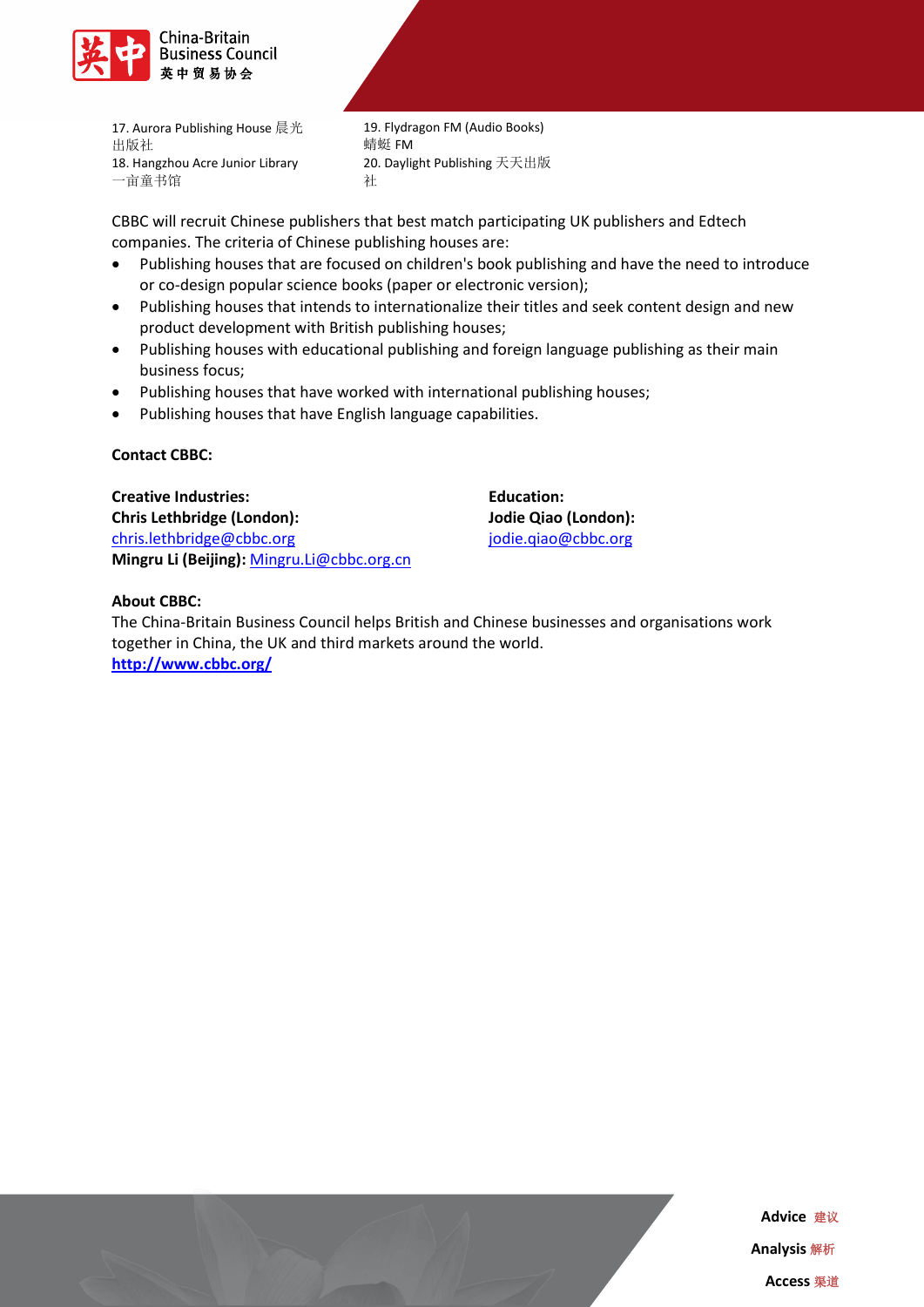17. Aurora Publishing House 晨光出版社
18. Hangzhou Acre Junior Library 一亩童书馆
19. Flydragon FM (Audio Books) 蜻蜓 FM
20. Daylight Publishing 天天出版社

CBBC will recruit Chinese publishers that best match participating UK publishers and Edtech companies. The criteria of Chinese publishing houses are:

- Publishing houses that are focused on children's book publishing and have the need to introduce or co-design popular science books (paper or electronic version);
- Publishing houses that intends to internationalize their titles and seek content design and new product development with British publishing houses;
- Publishing houses with educational publishing and foreign language publishing as their main business focus;
- Publishing houses that have worked with international publishing houses;
- Publishing houses that have English language capabilities.

**Contact CBBC:**

**Creative Industries:**
**Chris Lethbridge (London):**
chris.lethbridge@cbbc.org
**Mingru Li (Beijing):** Mingru.Li@cbbc.org.cn

**Education:**
**Jodie Qiao (London):**
jodie.qiao@cbbc.org

**About CBBC:**
The China-Britain Business Council helps British and Chinese businesses and organisations work together in China, the UK and third markets around the world.
**http://www.cbbc.org/**